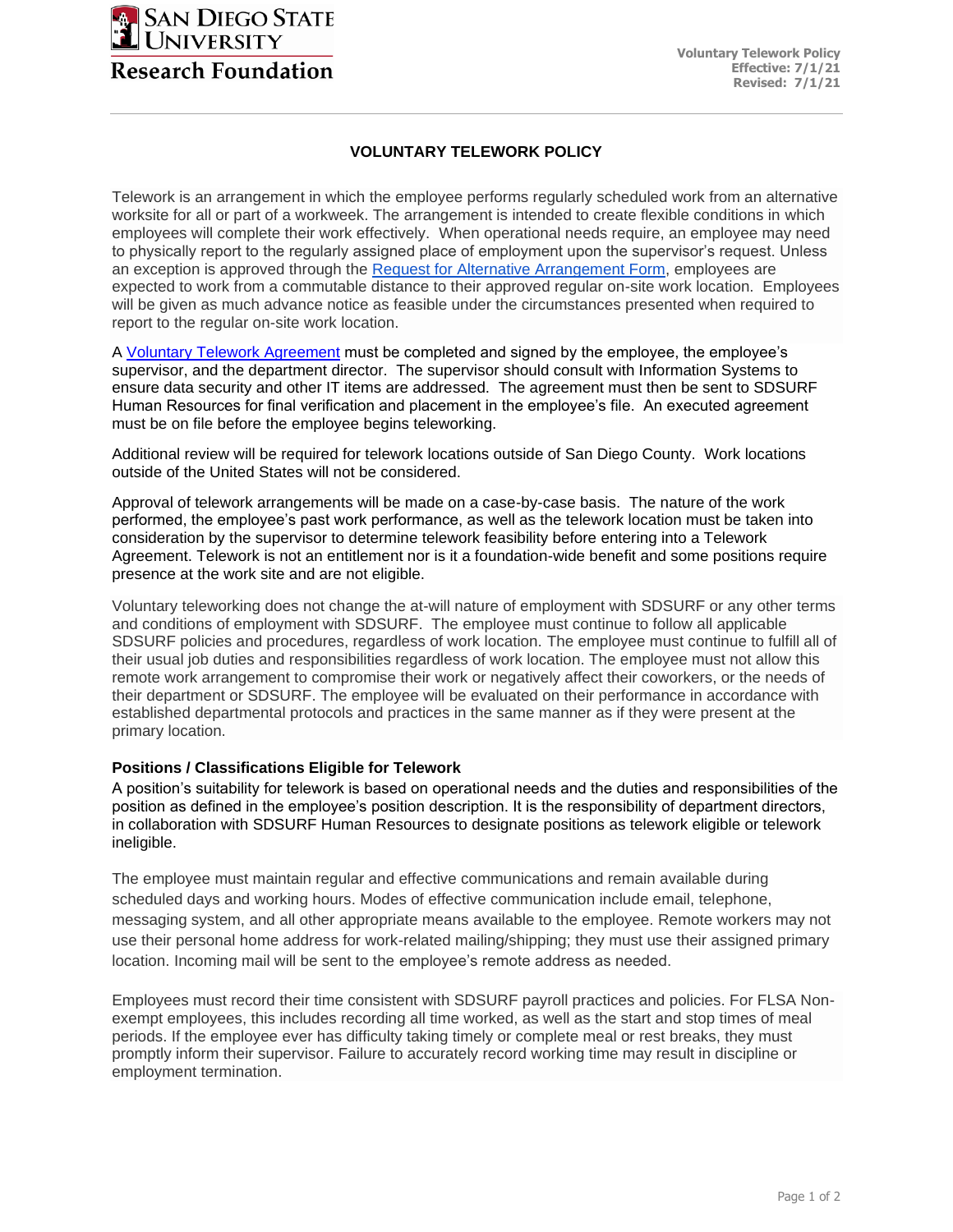San Diego State University Research Foundation

Voluntary Telework Policy
Effective: 7/1/21
Revised: 7/1/21

# VOLUNTARY TELEWORK POLICY

Telework is an arrangement in which the employee performs regularly scheduled work from an alternative worksite for all or part of a workweek. The arrangement is intended to create flexible conditions in which employees will complete their work effectively. When operational needs require, an employee may need to physically report to the regularly assigned place of employment upon the supervisor's request. Unless an exception is approved through the Request for Alternative Arrangement Form, employees are expected to work from a commutable distance to their approved regular on-site work location. Employees will be given as much advance notice as feasible under the circumstances presented when required to report to the regular on-site work location.

A Voluntary Telework Agreement must be completed and signed by the employee, the employee's supervisor, and the department director. The supervisor should consult with Information Systems to ensure data security and other IT items are addressed. The agreement must then be sent to SDSURF Human Resources for final verification and placement in the employee's file. An executed agreement must be on file before the employee begins teleworking.

Additional review will be required for telework locations outside of San Diego County. Work locations outside of the United States will not be considered.

Approval of telework arrangements will be made on a case-by-case basis. The nature of the work performed, the employee's past work performance, as well as the telework location must be taken into consideration by the supervisor to determine telework feasibility before entering into a Telework Agreement. Telework is not an entitlement nor is it a foundation-wide benefit and some positions require presence at the work site and are not eligible.

Voluntary teleworking does not change the at-will nature of employment with SDSURF or any other terms and conditions of employment with SDSURF. The employee must continue to follow all applicable SDSURF policies and procedures, regardless of work location. The employee must continue to fulfill all of their usual job duties and responsibilities regardless of work location. The employee must not allow this remote work arrangement to compromise their work or negatively affect their coworkers, or the needs of their department or SDSURF. The employee will be evaluated on their performance in accordance with established departmental protocols and practices in the same manner as if they were present at the primary location.

### Positions / Classifications Eligible for Telework

A position's suitability for telework is based on operational needs and the duties and responsibilities of the position as defined in the employee's position description. It is the responsibility of department directors, in collaboration with SDSURF Human Resources to designate positions as telework eligible or telework ineligible.

The employee must maintain regular and effective communications and remain available during scheduled days and working hours. Modes of effective communication include email, telephone, messaging system, and all other appropriate means available to the employee. Remote workers may not use their personal home address for work-related mailing/shipping; they must use their assigned primary location. Incoming mail will be sent to the employee's remote address as needed.

Employees must record their time consistent with SDSURF payroll practices and policies. For FLSA Non-exempt employees, this includes recording all time worked, as well as the start and stop times of meal periods. If the employee ever has difficulty taking timely or complete meal or rest breaks, they must promptly inform their supervisor. Failure to accurately record working time may result in discipline or employment termination.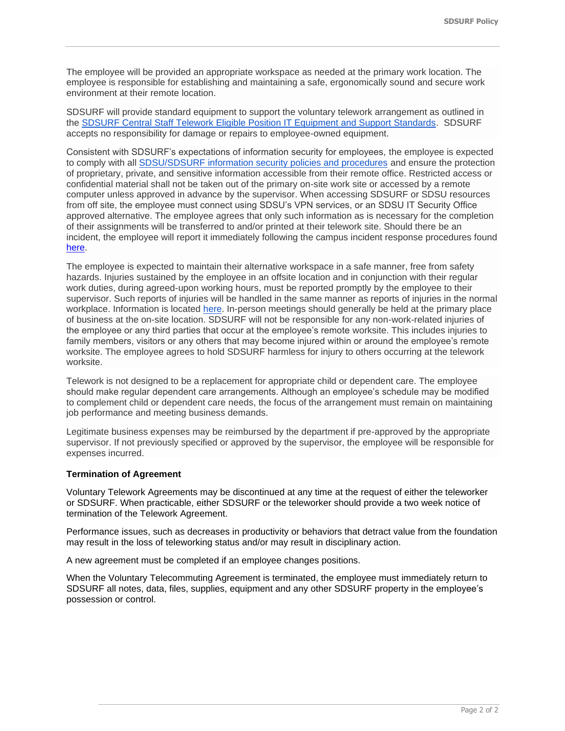The employee will be provided an appropriate workspace as needed at the primary work location. The employee is responsible for establishing and maintaining a safe, ergonomically sound and secure work environment at their remote location.

SDSURF will provide standard equipment to support the voluntary telework arrangement as outlined in the [SDSURF Central Staff Telework Eligible Position IT Equipment and Support Standards](). SDSURF accepts no responsibility for damage or repairs to employee-owned equipment.

Consistent with SDSURF's expectations of information security for employees, the employee is expected to comply with all [SDSU/SDSURF information security policies and procedures]() and ensure the protection of proprietary, private, and sensitive information accessible from their remote office. Restricted access or confidential material shall not be taken out of the primary on-site work site or accessed by a remote computer unless approved in advance by the supervisor. When accessing SDSURF or SDSU resources from off site, the employee must connect using SDSU's VPN services, or an SDSU IT Security Office approved alternative. The employee agrees that only such information as is necessary for the completion of their assignments will be transferred to and/or printed at their telework site. Should there be an incident, the employee will report it immediately following the campus incident response procedures found [here]().

The employee is expected to maintain their alternative workspace in a safe manner, free from safety hazards. Injuries sustained by the employee in an offsite location and in conjunction with their regular work duties, during agreed-upon working hours, must be reported promptly by the employee to their supervisor. Such reports of injuries will be handled in the same manner as reports of injuries in the normal workplace. Information is located [here](). In-person meetings should generally be held at the primary place of business at the on-site location. SDSURF will not be responsible for any non-work-related injuries of the employee or any third parties that occur at the employee's remote worksite. This includes injuries to family members, visitors or any others that may become injured within or around the employee's remote worksite. The employee agrees to hold SDSURF harmless for injury to others occurring at the telework worksite.

Telework is not designed to be a replacement for appropriate child or dependent care. The employee should make regular dependent care arrangements. Although an employee's schedule may be modified to complement child or dependent care needs, the focus of the arrangement must remain on maintaining job performance and meeting business demands.

Legitimate business expenses may be reimbursed by the department if pre-approved by the appropriate supervisor. If not previously specified or approved by the supervisor, the employee will be responsible for expenses incurred.

**Termination of Agreement**

Voluntary Telework Agreements may be discontinued at any time at the request of either the teleworker or SDSURF. When practicable, either SDSURF or the teleworker should provide a two week notice of termination of the Telework Agreement.

Performance issues, such as decreases in productivity or behaviors that detract value from the foundation may result in the loss of teleworking status and/or may result in disciplinary action.

A new agreement must be completed if an employee changes positions.

When the Voluntary Telecommuting Agreement is terminated, the employee must immediately return to SDSURF all notes, data, files, supplies, equipment and any other SDSURF property in the employee's possession or control.